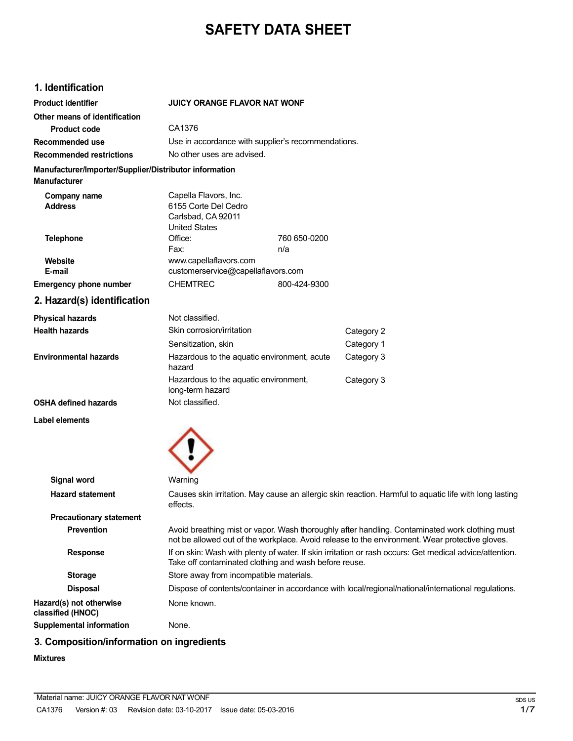# SAFETY DATA SHEET

## 1. Identification

| | | |
|---|---|---|
| **Product identifier** | **JUICY ORANGE FLAVOR NAT WONF** | |
| **Other means of identification** | | |
| **Product code** | CA1376 | |
| **Recommended use** | Use in accordance with supplier's recommendations. | |
| **Recommended restrictions** | No other uses are advised. | |

**Manufacturer/Importer/Supplier/Distributor information**

**Manufacturer**

| | | |
|---|---|---|
| **Company name** | Capella Flavors, Inc. | |
| **Address** | 6155 Corte Del Cedro<br>Carlsbad, CA 92011<br>United States | |
| **Telephone** | Office: | 760 650-0200 |
| | Fax: | n/a |
| **Website** | www.capellaflavors.com | |
| **E-mail** | customerservice@capellaflavors.com | |
| **Emergency phone number** | CHEMTREC | 800-424-9300 |

## 2. Hazard(s) identification

| | | |
|---|---|---|
| **Physical hazards** | Not classified. | |
| **Health hazards** | Skin corrosion/irritation | Category 2 |
| | Sensitization, skin | Category 1 |
| **Environmental hazards** | Hazardous to the aquatic environment, acute hazard | Category 3 |
| | Hazardous to the aquatic environment, long-term hazard | Category 3 |
| **OSHA defined hazards** | Not classified. | |

**Label elements**

**Signal word**: Warning

**Hazard statement**: Causes skin irritation. May cause an allergic skin reaction. Harmful to aquatic life with long lasting effects.

**Precautionary statement**

**Prevention**: Avoid breathing mist or vapor. Wash thoroughly after handling. Contaminated work clothing must not be allowed out of the workplace. Avoid release to the environment. Wear protective gloves.

**Response**: If on skin: Wash with plenty of water. If skin irritation or rash occurs: Get medical advice/attention. Take off contaminated clothing and wash before reuse.

**Storage**: Store away from incompatible materials.

**Disposal**: Dispose of contents/container in accordance with local/regional/national/international regulations.

**Hazard(s) not otherwise classified (HNOC)**: None known.

**Supplemental information**: None.

## 3. Composition/information on ingredients

**Mixtures**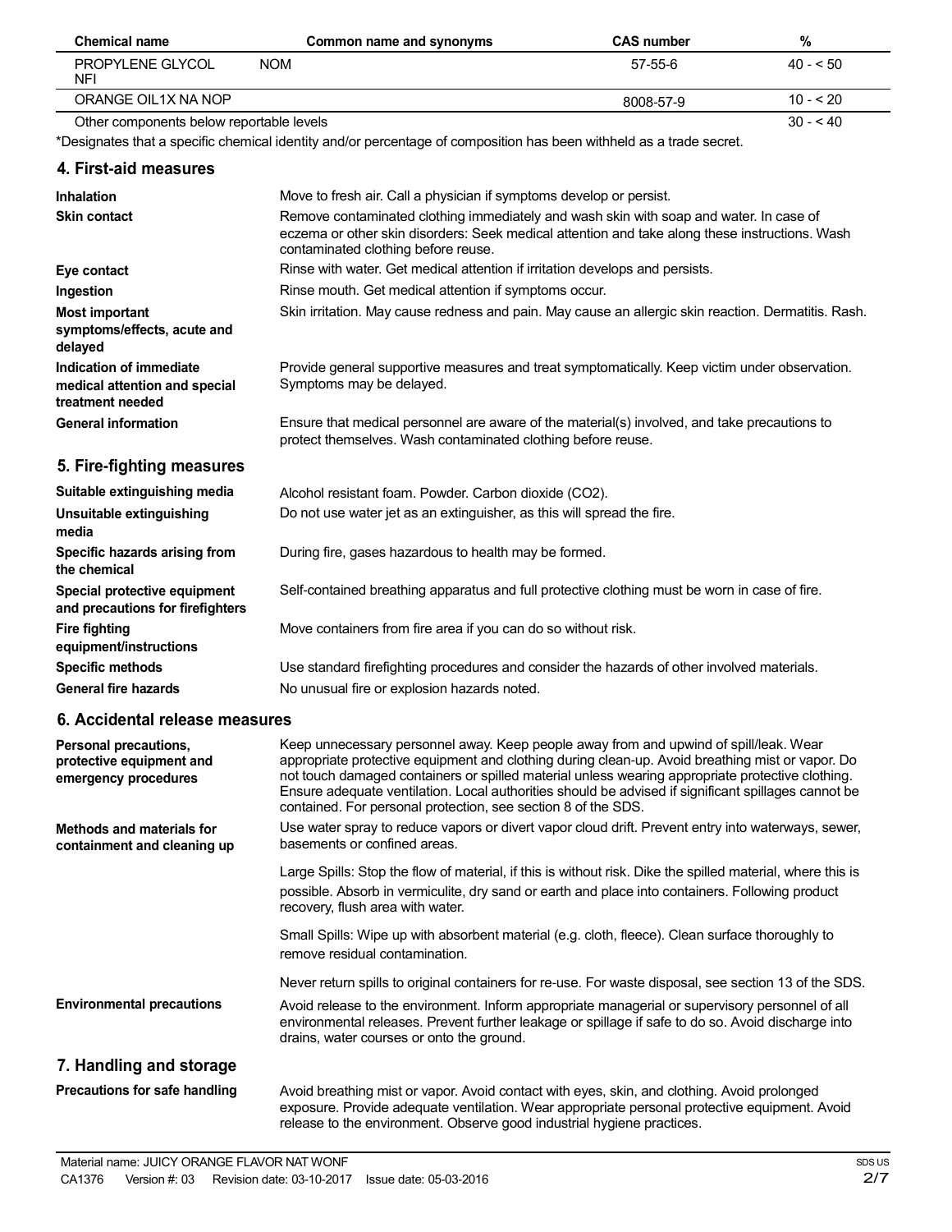| Chemical name | Common name and synonyms | CAS number | % |
|---|---|---|---|
| PROPYLENE GLYCOL NFI | NOM | 57-55-6 | 40 - < 50 |
| ORANGE OIL1X NA NOP | | 8008-57-9 | 10 - < 20 |
| Other components below reportable levels | | | 30 - < 40 |

*Designates that a specific chemical identity and/or percentage of composition has been withheld as a trade secret.

## 4. First-aid measures

**Inhalation**
Move to fresh air. Call a physician if symptoms develop or persist.

**Skin contact**
Remove contaminated clothing immediately and wash skin with soap and water. In case of eczema or other skin disorders: Seek medical attention and take along these instructions. Wash contaminated clothing before reuse.

**Eye contact**
Rinse with water. Get medical attention if irritation develops and persists.

**Ingestion**
Rinse mouth. Get medical attention if symptoms occur.

**Most important symptoms/effects, acute and delayed**
Skin irritation. May cause redness and pain. May cause an allergic skin reaction. Dermatitis. Rash.

**Indication of immediate medical attention and special treatment needed**
Provide general supportive measures and treat symptomatically. Keep victim under observation. Symptoms may be delayed.

**General information**
Ensure that medical personnel are aware of the material(s) involved, and take precautions to protect themselves. Wash contaminated clothing before reuse.

## 5. Fire-fighting measures

**Suitable extinguishing media**
Alcohol resistant foam. Powder. Carbon dioxide ($CO_2$).

**Unsuitable extinguishing media**
Do not use water jet as an extinguisher, as this will spread the fire.

**Specific hazards arising from the chemical**
During fire, gases hazardous to health may be formed.

**Special protective equipment and precautions for firefighters**
Self-contained breathing apparatus and full protective clothing must be worn in case of fire.

**Fire fighting equipment/instructions**
Move containers from fire area if you can do so without risk.

**Specific methods**
Use standard firefighting procedures and consider the hazards of other involved materials.

**General fire hazards**
No unusual fire or explosion hazards noted.

## 6. Accidental release measures

**Personal precautions, protective equipment and emergency procedures**
Keep unnecessary personnel away. Keep people away from and upwind of spill/leak. Wear appropriate protective equipment and clothing during clean-up. Avoid breathing mist or vapor. Do not touch damaged containers or spilled material unless wearing appropriate protective clothing. Ensure adequate ventilation. Local authorities should be advised if significant spillages cannot be contained. For personal protection, see section 8 of the SDS.

**Methods and materials for containment and cleaning up**
Use water spray to reduce vapors or divert vapor cloud drift. Prevent entry into waterways, sewer, basements or confined areas.

Large Spills: Stop the flow of material, if this is without risk. Dike the spilled material, where this is possible. Absorb in vermiculite, dry sand or earth and place into containers. Following product recovery, flush area with water.

Small Spills: Wipe up with absorbent material (e.g. cloth, fleece). Clean surface thoroughly to remove residual contamination.

Never return spills to original containers for re-use. For waste disposal, see section 13 of the SDS.

**Environmental precautions**
Avoid release to the environment. Inform appropriate managerial or supervisory personnel of all environmental releases. Prevent further leakage or spillage if safe to do so. Avoid discharge into drains, water courses or onto the ground.

## 7. Handling and storage

**Precautions for safe handling**
Avoid breathing mist or vapor. Avoid contact with eyes, skin, and clothing. Avoid prolonged exposure. Provide adequate ventilation. Wear appropriate personal protective equipment. Avoid release to the environment. Observe good industrial hygiene practices.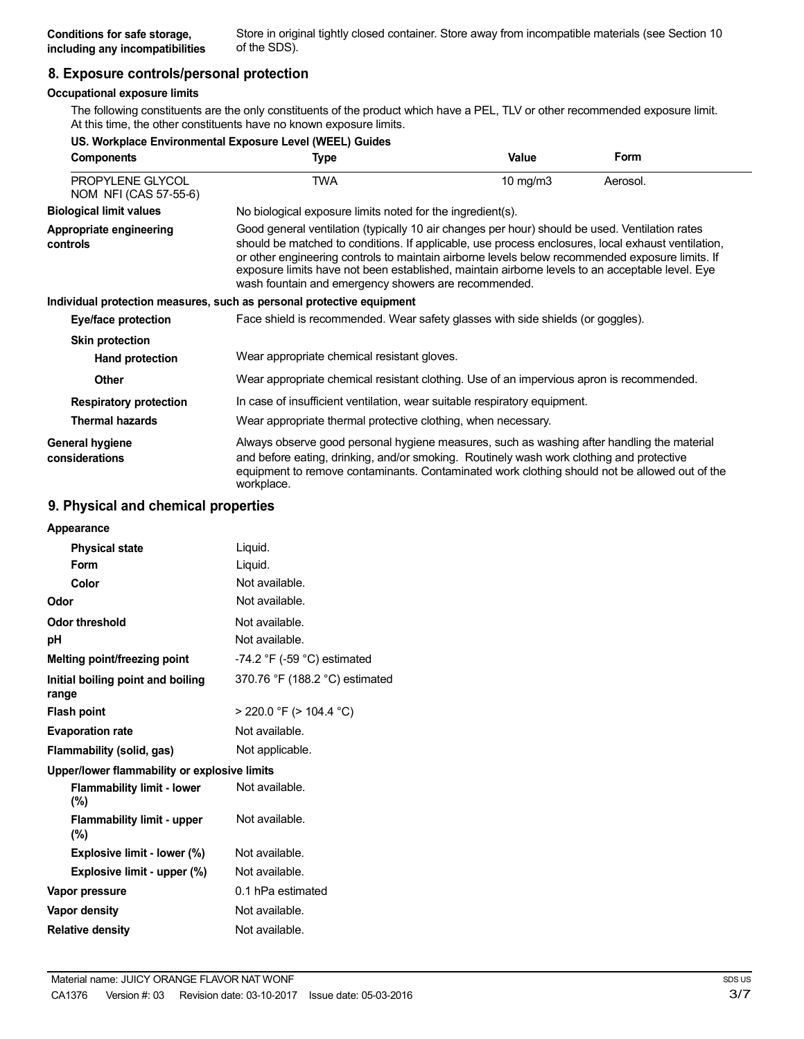**Conditions for safe storage, including any incompatibilities** Store in original tightly closed container. Store away from incompatible materials (see Section 10 of the SDS).

## 8. Exposure controls/personal protection

### Occupational exposure limits

The following constituents are the only constituents of the product which have a PEL, TLV or other recommended exposure limit. At this time, the other constituents have no known exposure limits.

**US. Workplace Environmental Exposure Level (WEEL) Guides**

| Components | Type | Value | Form |
|---|---|---|---|
| PROPYLENE GLYCOL NOM NFI (CAS 57-55-6) | TWA | 10 mg/m3 | Aerosol. |

**Biological limit values** No biological exposure limits noted for the ingredient(s).

**Appropriate engineering controls** Good general ventilation (typically 10 air changes per hour) should be used. Ventilation rates should be matched to conditions. If applicable, use process enclosures, local exhaust ventilation, or other engineering controls to maintain airborne levels below recommended exposure limits. If exposure limits have not been established, maintain airborne levels to an acceptable level. Eye wash fountain and emergency showers are recommended.

**Individual protection measures, such as personal protective equipment**

**Eye/face protection** Face shield is recommended. Wear safety glasses with side shields (or goggles).

**Skin protection**

**Hand protection** Wear appropriate chemical resistant gloves.

**Other** Wear appropriate chemical resistant clothing. Use of an impervious apron is recommended.

**Respiratory protection** In case of insufficient ventilation, wear suitable respiratory equipment.

**Thermal hazards** Wear appropriate thermal protective clothing, when necessary.

**General hygiene considerations** Always observe good personal hygiene measures, such as washing after handling the material and before eating, drinking, and/or smoking. Routinely wash work clothing and protective equipment to remove contaminants. Contaminated work clothing should not be allowed out of the workplace.

## 9. Physical and chemical properties

**Appearance**

| | |
|---|---|
| **Physical state** | Liquid. |
| **Form** | Liquid. |
| **Color** | Not available. |
| **Odor** | Not available. |
| **Odor threshold** | Not available. |
| **pH** | Not available. |
| **Melting point/freezing point** | -74.2 °F (-59 °C) estimated |
| **Initial boiling point and boiling range** | 370.76 °F (188.2 °C) estimated |
| **Flash point** | > 220.0 °F (> 104.4 °C) |
| **Evaporation rate** | Not available. |
| **Flammability (solid, gas)** | Not applicable. |
| **Upper/lower flammability or explosive limits** | |
| **Flammability limit - lower (%)** | Not available. |
| **Flammability limit - upper (%)** | Not available. |
| **Explosive limit - lower (%)** | Not available. |
| **Explosive limit - upper (%)** | Not available. |
| **Vapor pressure** | 0.1 hPa estimated |
| **Vapor density** | Not available. |
| **Relative density** | Not available. |

Material name: JUICY ORANGE FLAVOR NAT WONF
CA1376 Version #: 03 Revision date: 03-10-2017 Issue date: 05-03-2016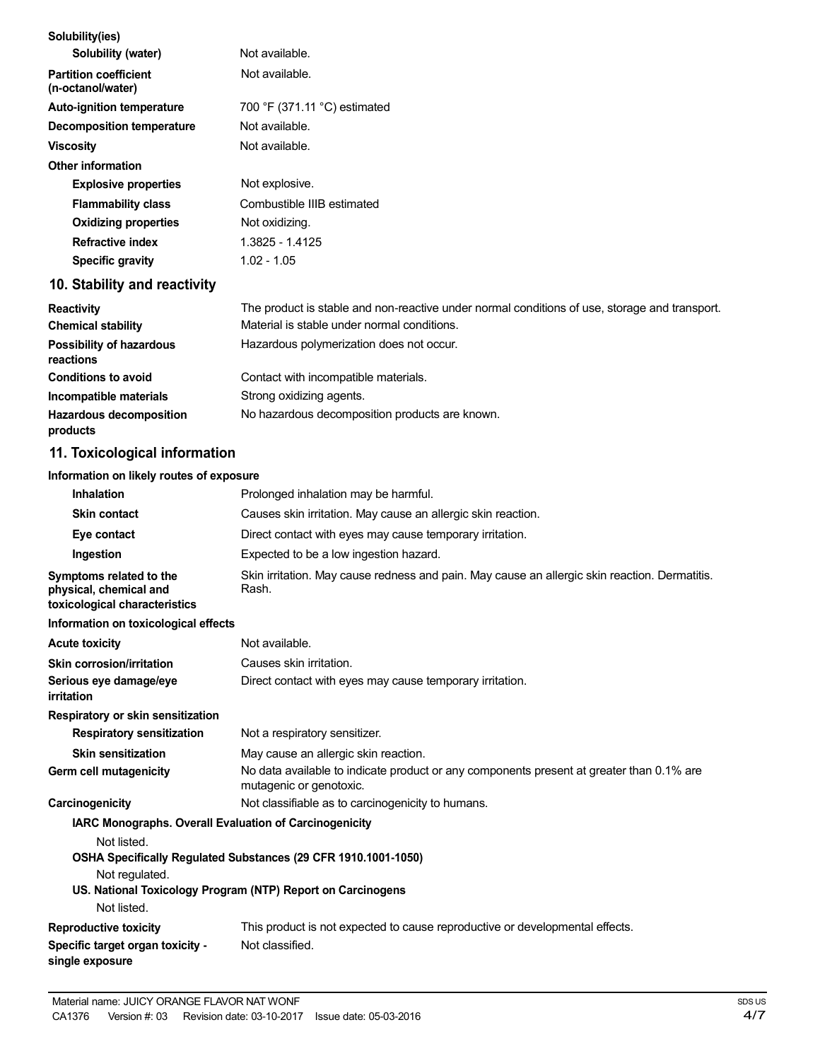| | |
|---|---|
| **Solubility(ies)** | |
| **Solubility (water)** | Not available. |
| **Partition coefficient (n-octanol/water)** | Not available. |
| **Auto-ignition temperature** | 700 °F (371.11 °C) estimated |
| **Decomposition temperature** | Not available. |
| **Viscosity** | Not available. |
| **Other information** | |
| **Explosive properties** | Not explosive. |
| **Flammability class** | Combustible IIIB estimated |
| **Oxidizing properties** | Not oxidizing. |
| **Refractive index** | 1.3825 - 1.4125 |
| **Specific gravity** | 1.02 - 1.05 |

## 10. Stability and reactivity

| | |
|---|---|
| **Reactivity** | The product is stable and non-reactive under normal conditions of use, storage and transport. |
| **Chemical stability** | Material is stable under normal conditions. |
| **Possibility of hazardous reactions** | Hazardous polymerization does not occur. |
| **Conditions to avoid** | Contact with incompatible materials. |
| **Incompatible materials** | Strong oxidizing agents. |
| **Hazardous decomposition products** | No hazardous decomposition products are known. |

## 11. Toxicological information

**Information on likely routes of exposure**

| | |
|---|---|
| **Inhalation** | Prolonged inhalation may be harmful. |
| **Skin contact** | Causes skin irritation. May cause an allergic skin reaction. |
| **Eye contact** | Direct contact with eyes may cause temporary irritation. |
| **Ingestion** | Expected to be a low ingestion hazard. |
| **Symptoms related to the physical, chemical and toxicological characteristics** | Skin irritation. May cause redness and pain. May cause an allergic skin reaction. Dermatitis. Rash. |

**Information on toxicological effects**

| | |
|---|---|
| **Acute toxicity** | Not available. |
| **Skin corrosion/irritation** | Causes skin irritation. |
| **Serious eye damage/eye irritation** | Direct contact with eyes may cause temporary irritation. |
| **Respiratory or skin sensitization** | |
| **Respiratory sensitization** | Not a respiratory sensitizer. |
| **Skin sensitization** | May cause an allergic skin reaction. |
| **Germ cell mutagenicity** | No data available to indicate product or any components present at greater than 0.1% are mutagenic or genotoxic. |
| **Carcinogenicity** | Not classifiable as to carcinogenicity to humans. |

**IARC Monographs. Overall Evaluation of Carcinogenicity**

Not listed.

**OSHA Specifically Regulated Substances (29 CFR 1910.1001-1050)**

Not regulated.

**US. National Toxicology Program (NTP) Report on Carcinogens**

Not listed.

| | |
|---|---|
| **Reproductive toxicity** | This product is not expected to cause reproductive or developmental effects. |
| **Specific target organ toxicity - single exposure** | Not classified. |

Material name: JUICY ORANGE FLAVOR NAT WONF
CA1376 Version #: 03 Revision date: 03-10-2017 Issue date: 05-03-2016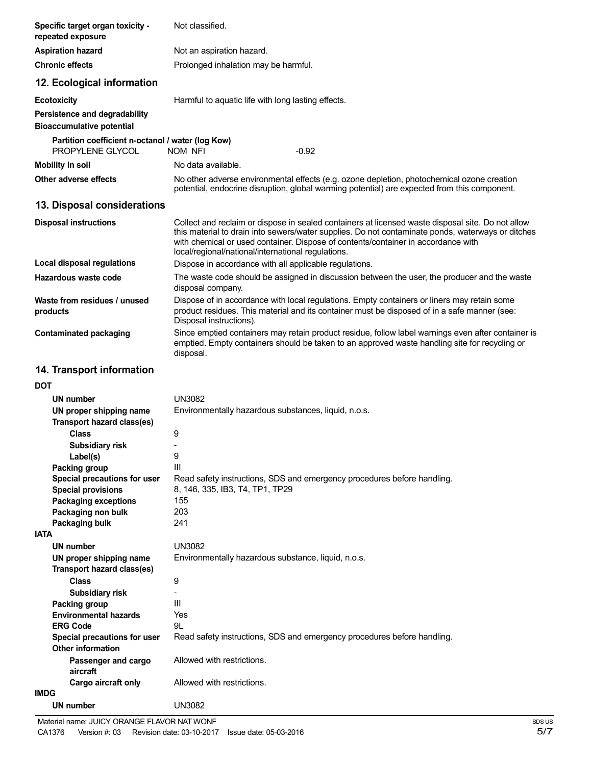| | |
|---|---|
| **Specific target organ toxicity - repeated exposure** | Not classified. |
| **Aspiration hazard** | Not an aspiration hazard. |
| **Chronic effects** | Prolonged inhalation may be harmful. |

## 12. Ecological information

| | | |
|---|---|---|
| **Ecotoxicity** | Harmful to aquatic life with long lasting effects. | |
| **Persistence and degradability** | | |
| **Bioaccumulative potential** | | |
| **Partition coefficient n-octanol / water (log Kow)** | | |
| PROPYLENE GLYCOL | NOM NFI | -0.92 |
| **Mobility in soil** | No data available. | |
| **Other adverse effects** | No other adverse environmental effects (e.g. ozone depletion, photochemical ozone creation potential, endocrine disruption, global warming potential) are expected from this component. | |

## 13. Disposal considerations

| | |
|---|---|
| **Disposal instructions** | Collect and reclaim or dispose in sealed containers at licensed waste disposal site. Do not allow this material to drain into sewers/water supplies. Do not contaminate ponds, waterways or ditches with chemical or used container. Dispose of contents/container in accordance with local/regional/national/international regulations. |
| **Local disposal regulations** | Dispose in accordance with all applicable regulations. |
| **Hazardous waste code** | The waste code should be assigned in discussion between the user, the producer and the waste disposal company. |
| **Waste from residues / unused products** | Dispose of in accordance with local regulations. Empty containers or liners may retain some product residues. This material and its container must be disposed of in a safe manner (see: Disposal instructions). |
| **Contaminated packaging** | Since emptied containers may retain product residue, follow label warnings even after container is emptied. Empty containers should be taken to an approved waste handling site for recycling or disposal. |

## 14. Transport information

**DOT**

| | |
|---|---|
| **UN number** | UN3082 |
| **UN proper shipping name** | Environmentally hazardous substances, liquid, n.o.s. |
| **Transport hazard class(es)** | |
| **Class** | 9 |
| **Subsidiary risk** | - |
| **Label(s)** | 9 |
| **Packing group** | III |
| **Special precautions for user** | Read safety instructions, SDS and emergency procedures before handling. |
| **Special provisions** | 8, 146, 335, IB3, T4, TP1, TP29 |
| **Packaging exceptions** | 155 |
| **Packaging non bulk** | 203 |
| **Packaging bulk** | 241 |

**IATA**

| | |
|---|---|
| **UN number** | UN3082 |
| **UN proper shipping name** | Environmentally hazardous substance, liquid, n.o.s. |
| **Transport hazard class(es)** | |
| **Class** | 9 |
| **Subsidiary risk** | - |
| **Packing group** | III |
| **Environmental hazards** | Yes |
| **ERG Code** | 9L |
| **Special precautions for user** | Read safety instructions, SDS and emergency procedures before handling. |
| **Other information** | |
| **Passenger and cargo aircraft** | Allowed with restrictions. |
| **Cargo aircraft only** | Allowed with restrictions. |

**IMDG**

| | |
|---|---|
| **UN number** | UN3082 |

Material name: JUICY ORANGE FLAVOR NAT WONF

CA1376 Version #: 03 Revision date: 03-10-2017 Issue date: 05-03-2016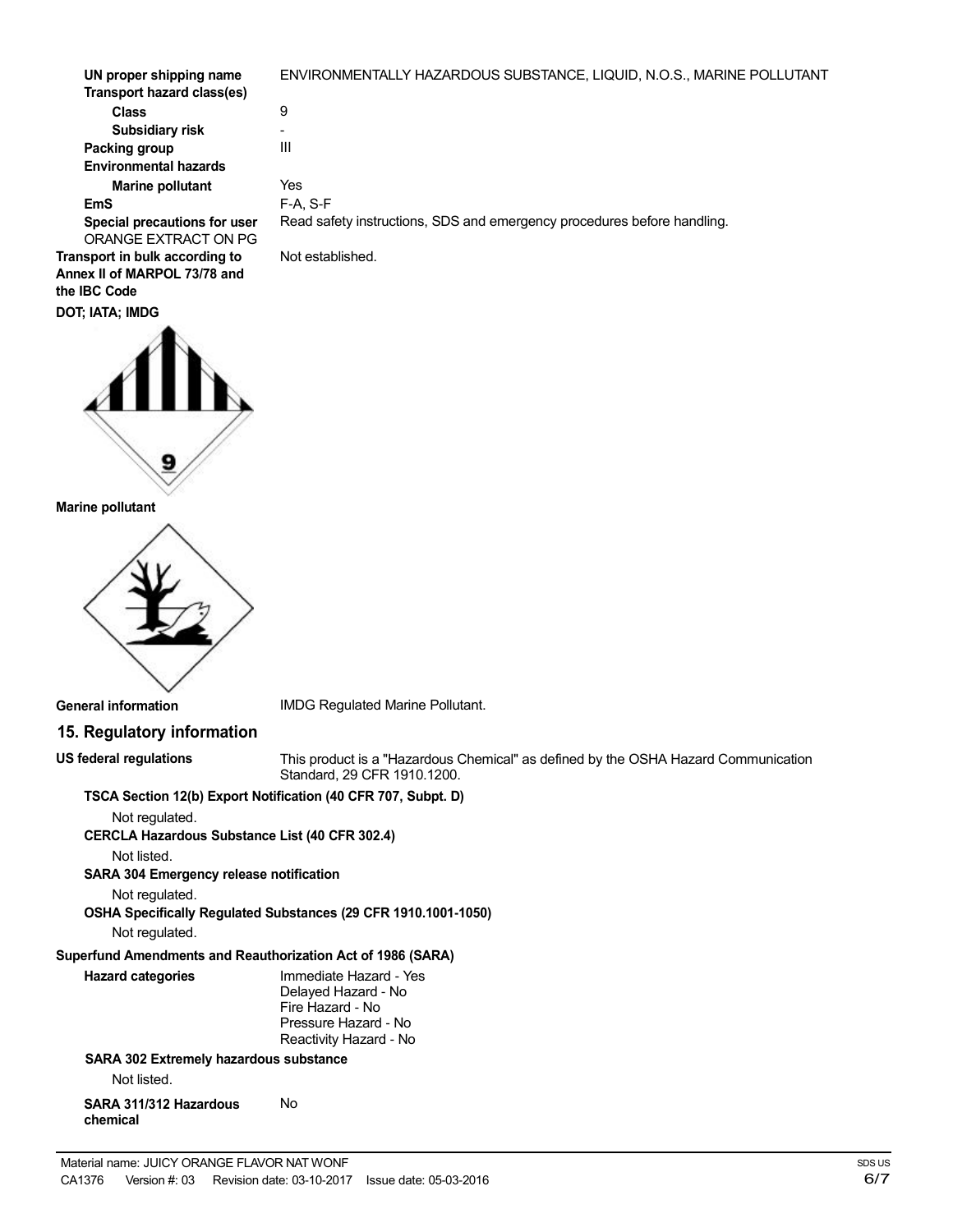**UN proper shipping name** ENVIRONMENTALLY HAZARDOUS SUBSTANCE, LIQUID, N.O.S., MARINE POLLUTANT

**Transport hazard class(es)**

- **Class** 9
- **Subsidiary risk** -

**Packing group** III

**Environmental hazards**

- **Marine pollutant** Yes

**EmS** F-A, S-F

**Special precautions for user** Read safety instructions, SDS and emergency procedures before handling.

ORANGE EXTRACT ON PG

**Transport in bulk according to Annex II of MARPOL 73/78 and the IBC Code** Not established.

**DOT; IATA; IMDG**

**Marine pollutant**

**General information** IMDG Regulated Marine Pollutant.

## 15. Regulatory information

**US federal regulations** This product is a "Hazardous Chemical" as defined by the OSHA Hazard Communication Standard, 29 CFR 1910.1200.

**TSCA Section 12(b) Export Notification (40 CFR 707, Subpt. D)**

Not regulated.

**CERCLA Hazardous Substance List (40 CFR 302.4)**

Not listed.

**SARA 304 Emergency release notification**

Not regulated.

**OSHA Specifically Regulated Substances (29 CFR 1910.1001-1050)**

Not regulated.

**Superfund Amendments and Reauthorization Act of 1986 (SARA)**

**Hazard categories**

- Immediate Hazard - Yes
- Delayed Hazard - No
- Fire Hazard - No
- Pressure Hazard - No
- Reactivity Hazard - No

**SARA 302 Extremely hazardous substance**

Not listed.

**SARA 311/312 Hazardous chemical** No

Material name: JUICY ORANGE FLAVOR NAT WONF

CA1376 Version #: 03 Revision date: 03-10-2017 Issue date: 05-03-2016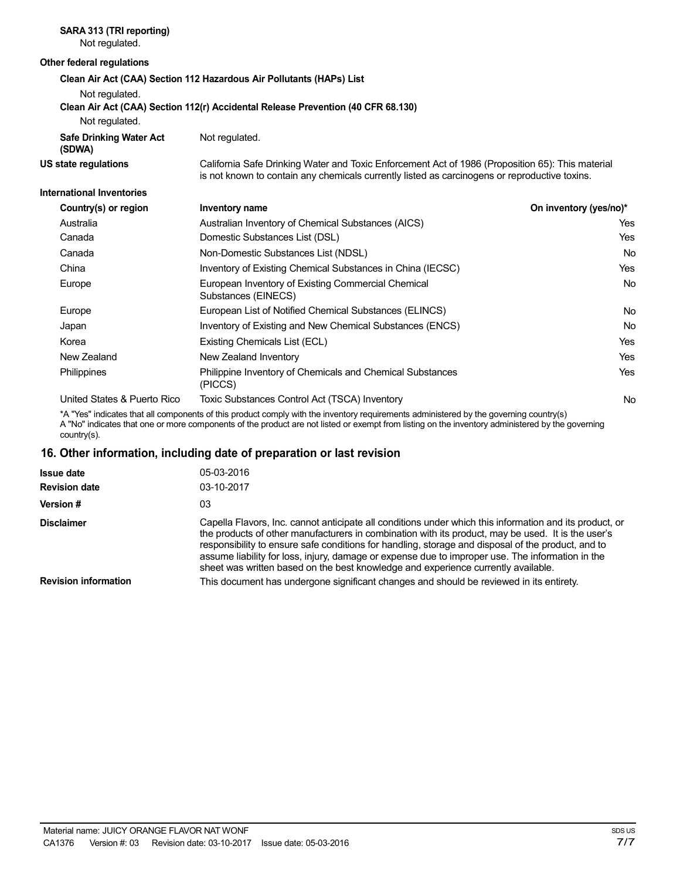**SARA 313 (TRI reporting)**

Not regulated.

**Other federal regulations**

**Clean Air Act (CAA) Section 112 Hazardous Air Pollutants (HAPs) List**

Not regulated.

**Clean Air Act (CAA) Section 112(r) Accidental Release Prevention (40 CFR 68.130)**

Not regulated.

**Safe Drinking Water Act (SDWA)** Not regulated.

**US state regulations** California Safe Drinking Water and Toxic Enforcement Act of 1986 (Proposition 65): This material is not known to contain any chemicals currently listed as carcinogens or reproductive toxins.

**International Inventories**

| Country(s) or region | Inventory name | On inventory (yes/no)* |
|---|---|---|
| Australia | Australian Inventory of Chemical Substances (AICS) | Yes |
| Canada | Domestic Substances List (DSL) | Yes |
| Canada | Non-Domestic Substances List (NDSL) | No |
| China | Inventory of Existing Chemical Substances in China (IECSC) | Yes |
| Europe | European Inventory of Existing Commercial Chemical Substances (EINECS) | No |
| Europe | European List of Notified Chemical Substances (ELINCS) | No |
| Japan | Inventory of Existing and New Chemical Substances (ENCS) | No |
| Korea | Existing Chemicals List (ECL) | Yes |
| New Zealand | New Zealand Inventory | Yes |
| Philippines | Philippine Inventory of Chemicals and Chemical Substances (PICCS) | Yes |
| United States & Puerto Rico | Toxic Substances Control Act (TSCA) Inventory | No |

*A "Yes" indicates that all components of this product comply with the inventory requirements administered by the governing country(s)
A "No" indicates that one or more components of the product are not listed or exempt from listing on the inventory administered by the governing country(s).

## 16. Other information, including date of preparation or last revision

**Issue date** 05-03-2016

**Revision date** 03-10-2017

**Version #** 03

**Disclaimer** Capella Flavors, Inc. cannot anticipate all conditions under which this information and its product, or the products of other manufacturers in combination with its product, may be used. It is the user's responsibility to ensure safe conditions for handling, storage and disposal of the product, and to assume liability for loss, injury, damage or expense due to improper use. The information in the sheet was written based on the best knowledge and experience currently available.

**Revision information** This document has undergone significant changes and should be reviewed in its entirety.